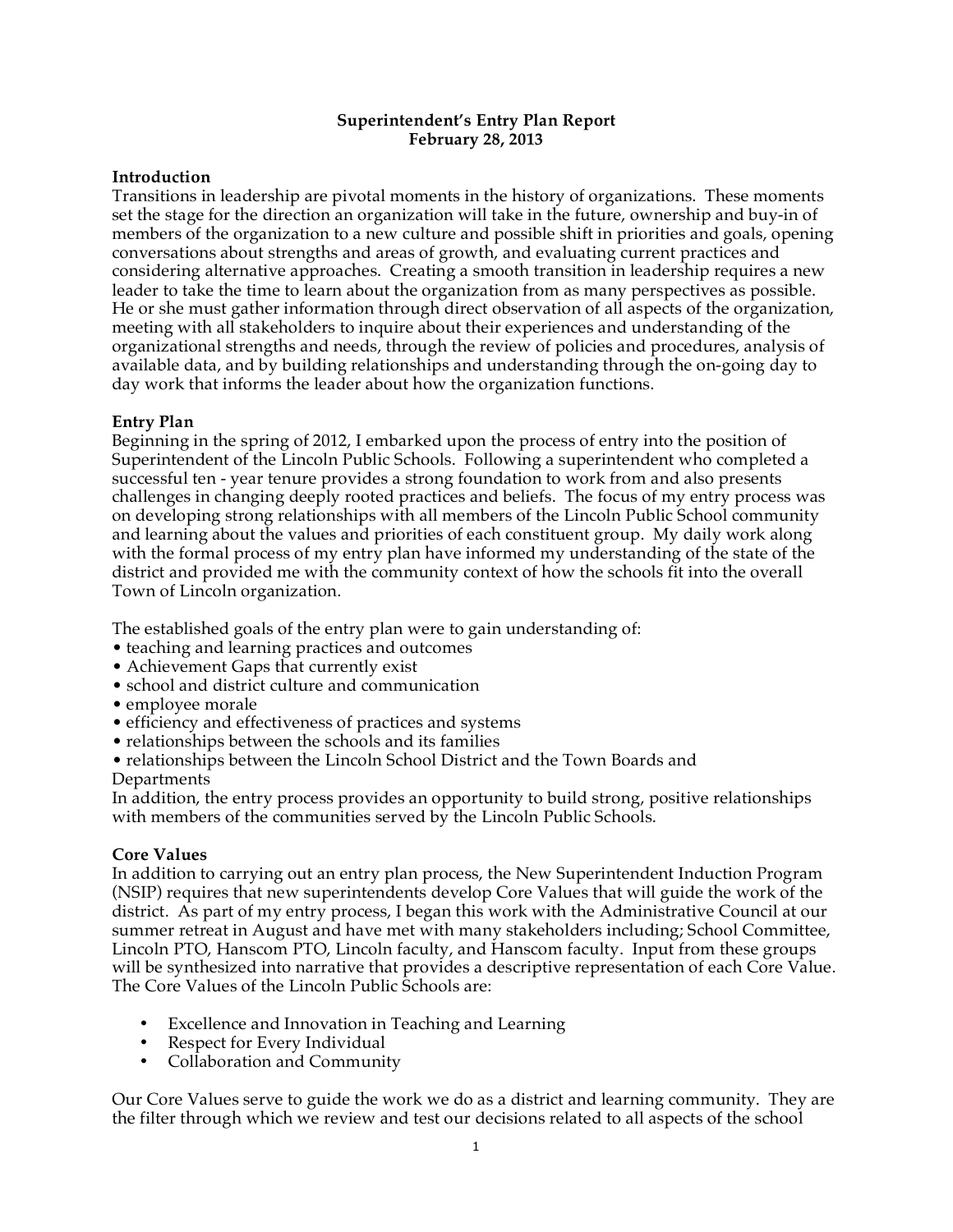# Superintendent's Entry Plan Report
**February 28, 2013**

## Introduction

Transitions in leadership are pivotal moments in the history of organizations. These moments set the stage for the direction an organization will take in the future, ownership and buy-in of members of the organization to a new culture and possible shift in priorities and goals, opening conversations about strengths and areas of growth, and evaluating current practices and considering alternative approaches. Creating a smooth transition in leadership requires a new leader to take the time to learn about the organization from as many perspectives as possible. He or she must gather information through direct observation of all aspects of the organization, meeting with all stakeholders to inquire about their experiences and understanding of the organizational strengths and needs, through the review of policies and procedures, analysis of available data, and by building relationships and understanding through the on-going day to day work that informs the leader about how the organization functions.

## Entry Plan

Beginning in the spring of 2012, I embarked upon the process of entry into the position of Superintendent of the Lincoln Public Schools. Following a superintendent who completed a successful ten - year tenure provides a strong foundation to work from and also presents challenges in changing deeply rooted practices and beliefs. The focus of my entry process was on developing strong relationships with all members of the Lincoln Public School community and learning about the values and priorities of each constituent group. My daily work along with the formal process of my entry plan have informed my understanding of the state of the district and provided me with the community context of how the schools fit into the overall Town of Lincoln organization.

The established goals of the entry plan were to gain understanding of:

- teaching and learning practices and outcomes
- Achievement Gaps that currently exist
- school and district culture and communication
- employee morale
- efficiency and effectiveness of practices and systems
- relationships between the schools and its families
- relationships between the Lincoln School District and the Town Boards and Departments

In addition, the entry process provides an opportunity to build strong, positive relationships with members of the communities served by the Lincoln Public Schools.

## Core Values

In addition to carrying out an entry plan process, the New Superintendent Induction Program (NSIP) requires that new superintendents develop Core Values that will guide the work of the district. As part of my entry process, I began this work with the Administrative Council at our summer retreat in August and have met with many stakeholders including; School Committee, Lincoln PTO, Hanscom PTO, Lincoln faculty, and Hanscom faculty. Input from these groups will be synthesized into narrative that provides a descriptive representation of each Core Value. The Core Values of the Lincoln Public Schools are:

- Excellence and Innovation in Teaching and Learning
- Respect for Every Individual
- Collaboration and Community

Our Core Values serve to guide the work we do as a district and learning community. They are the filter through which we review and test our decisions related to all aspects of the school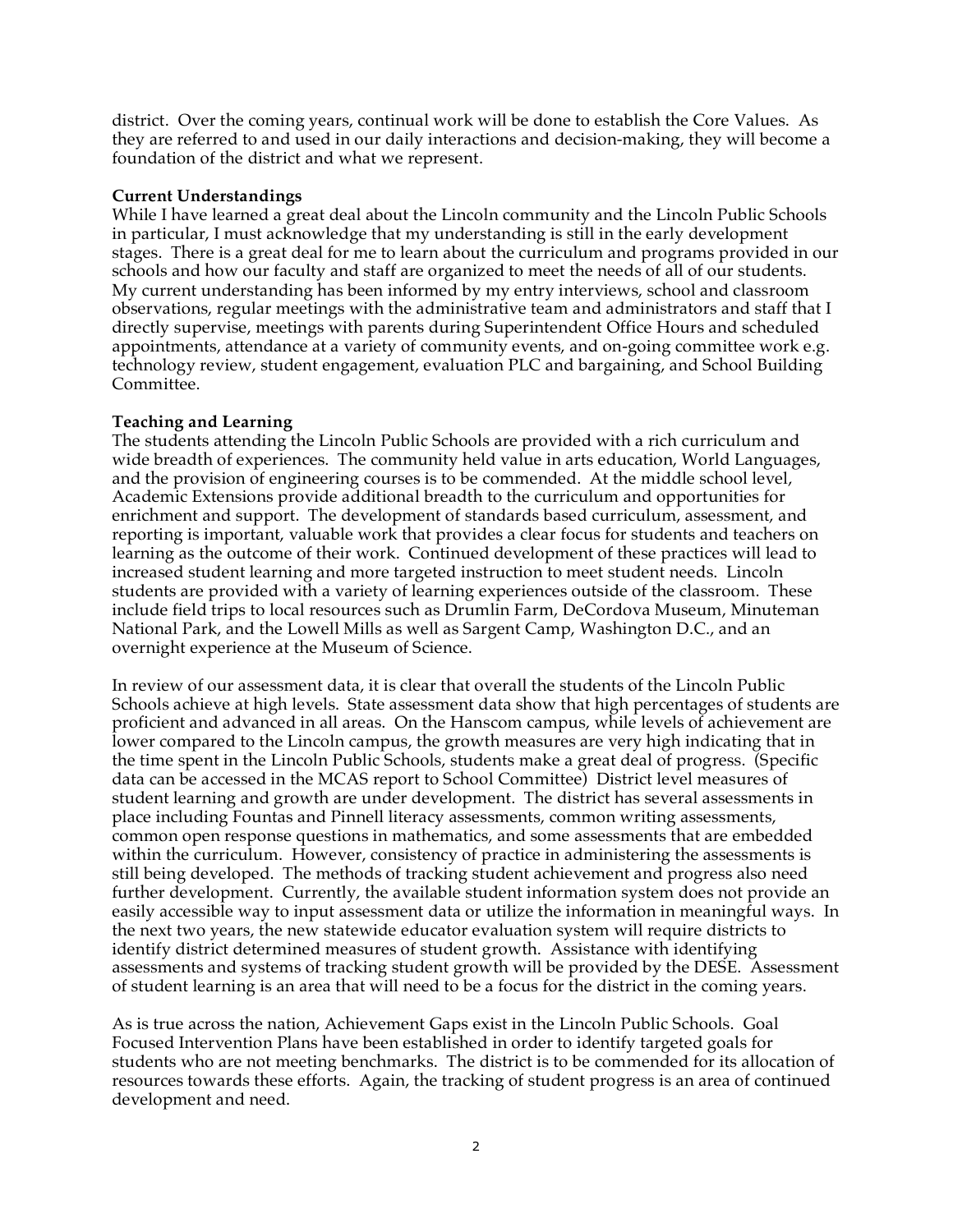district. Over the coming years, continual work will be done to establish the Core Values. As they are referred to and used in our daily interactions and decision-making, they will become a foundation of the district and what we represent.

**Current Understandings**

While I have learned a great deal about the Lincoln community and the Lincoln Public Schools in particular, I must acknowledge that my understanding is still in the early development stages. There is a great deal for me to learn about the curriculum and programs provided in our schools and how our faculty and staff are organized to meet the needs of all of our students. My current understanding has been informed by my entry interviews, school and classroom observations, regular meetings with the administrative team and administrators and staff that I directly supervise, meetings with parents during Superintendent Office Hours and scheduled appointments, attendance at a variety of community events, and on-going committee work e.g. technology review, student engagement, evaluation PLC and bargaining, and School Building Committee.

**Teaching and Learning**

The students attending the Lincoln Public Schools are provided with a rich curriculum and wide breadth of experiences. The community held value in arts education, World Languages, and the provision of engineering courses is to be commended. At the middle school level, Academic Extensions provide additional breadth to the curriculum and opportunities for enrichment and support. The development of standards based curriculum, assessment, and reporting is important, valuable work that provides a clear focus for students and teachers on learning as the outcome of their work. Continued development of these practices will lead to increased student learning and more targeted instruction to meet student needs. Lincoln students are provided with a variety of learning experiences outside of the classroom. These include field trips to local resources such as Drumlin Farm, DeCordova Museum, Minuteman National Park, and the Lowell Mills as well as Sargent Camp, Washington D.C., and an overnight experience at the Museum of Science.

In review of our assessment data, it is clear that overall the students of the Lincoln Public Schools achieve at high levels. State assessment data show that high percentages of students are proficient and advanced in all areas. On the Hanscom campus, while levels of achievement are lower compared to the Lincoln campus, the growth measures are very high indicating that in the time spent in the Lincoln Public Schools, students make a great deal of progress. (Specific data can be accessed in the MCAS report to School Committee) District level measures of student learning and growth are under development. The district has several assessments in place including Fountas and Pinnell literacy assessments, common writing assessments, common open response questions in mathematics, and some assessments that are embedded within the curriculum. However, consistency of practice in administering the assessments is still being developed. The methods of tracking student achievement and progress also need further development. Currently, the available student information system does not provide an easily accessible way to input assessment data or utilize the information in meaningful ways. In the next two years, the new statewide educator evaluation system will require districts to identify district determined measures of student growth. Assistance with identifying assessments and systems of tracking student growth will be provided by the DESE. Assessment of student learning is an area that will need to be a focus for the district in the coming years.

As is true across the nation, Achievement Gaps exist in the Lincoln Public Schools. Goal Focused Intervention Plans have been established in order to identify targeted goals for students who are not meeting benchmarks. The district is to be commended for its allocation of resources towards these efforts. Again, the tracking of student progress is an area of continued development and need.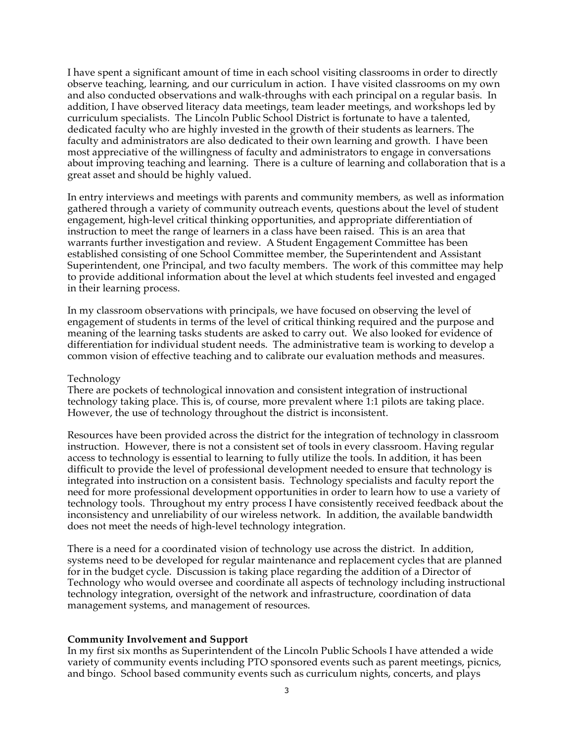I have spent a significant amount of time in each school visiting classrooms in order to directly observe teaching, learning, and our curriculum in action. I have visited classrooms on my own and also conducted observations and walk-throughs with each principal on a regular basis. In addition, I have observed literacy data meetings, team leader meetings, and workshops led by curriculum specialists. The Lincoln Public School District is fortunate to have a talented, dedicated faculty who are highly invested in the growth of their students as learners. The faculty and administrators are also dedicated to their own learning and growth. I have been most appreciative of the willingness of faculty and administrators to engage in conversations about improving teaching and learning. There is a culture of learning and collaboration that is a great asset and should be highly valued.

In entry interviews and meetings with parents and community members, as well as information gathered through a variety of community outreach events, questions about the level of student engagement, high-level critical thinking opportunities, and appropriate differentiation of instruction to meet the range of learners in a class have been raised. This is an area that warrants further investigation and review. A Student Engagement Committee has been established consisting of one School Committee member, the Superintendent and Assistant Superintendent, one Principal, and two faculty members. The work of this committee may help to provide additional information about the level at which students feel invested and engaged in their learning process.

In my classroom observations with principals, we have focused on observing the level of engagement of students in terms of the level of critical thinking required and the purpose and meaning of the learning tasks students are asked to carry out. We also looked for evidence of differentiation for individual student needs. The administrative team is working to develop a common vision of effective teaching and to calibrate our evaluation methods and measures.

Technology

There are pockets of technological innovation and consistent integration of instructional technology taking place. This is, of course, more prevalent where 1:1 pilots are taking place. However, the use of technology throughout the district is inconsistent.

Resources have been provided across the district for the integration of technology in classroom instruction. However, there is not a consistent set of tools in every classroom. Having regular access to technology is essential to learning to fully utilize the tools. In addition, it has been difficult to provide the level of professional development needed to ensure that technology is integrated into instruction on a consistent basis. Technology specialists and faculty report the need for more professional development opportunities in order to learn how to use a variety of technology tools. Throughout my entry process I have consistently received feedback about the inconsistency and unreliability of our wireless network. In addition, the available bandwidth does not meet the needs of high-level technology integration.

There is a need for a coordinated vision of technology use across the district. In addition, systems need to be developed for regular maintenance and replacement cycles that are planned for in the budget cycle. Discussion is taking place regarding the addition of a Director of Technology who would oversee and coordinate all aspects of technology including instructional technology integration, oversight of the network and infrastructure, coordination of data management systems, and management of resources.

**Community Involvement and Support**

In my first six months as Superintendent of the Lincoln Public Schools I have attended a wide variety of community events including PTO sponsored events such as parent meetings, picnics, and bingo. School based community events such as curriculum nights, concerts, and plays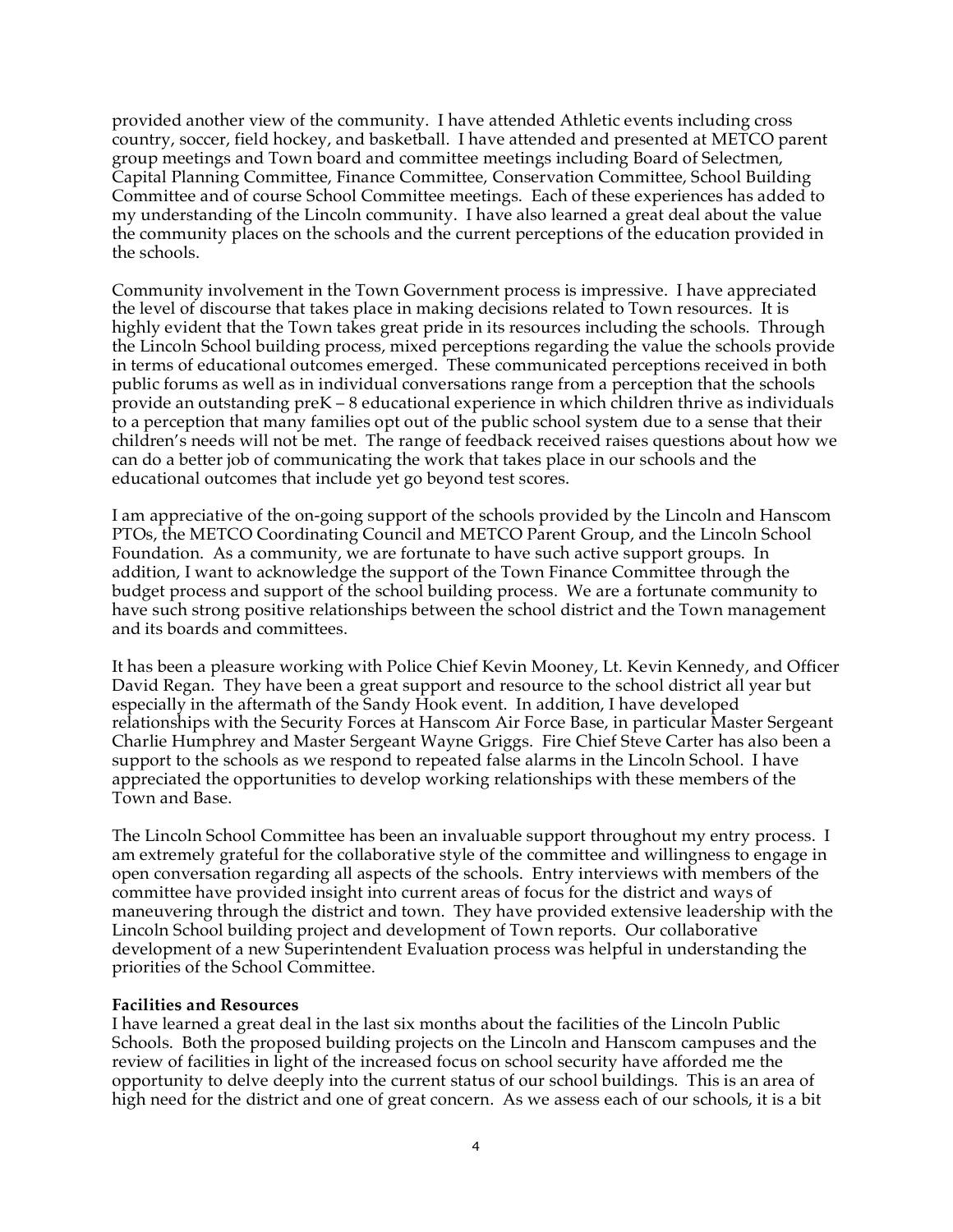provided another view of the community. I have attended Athletic events including cross country, soccer, field hockey, and basketball. I have attended and presented at METCO parent group meetings and Town board and committee meetings including Board of Selectmen, Capital Planning Committee, Finance Committee, Conservation Committee, School Building Committee and of course School Committee meetings. Each of these experiences has added to my understanding of the Lincoln community. I have also learned a great deal about the value the community places on the schools and the current perceptions of the education provided in the schools.

Community involvement in the Town Government process is impressive. I have appreciated the level of discourse that takes place in making decisions related to Town resources. It is highly evident that the Town takes great pride in its resources including the schools. Through the Lincoln School building process, mixed perceptions regarding the value the schools provide in terms of educational outcomes emerged. These communicated perceptions received in both public forums as well as in individual conversations range from a perception that the schools provide an outstanding preK – 8 educational experience in which children thrive as individuals to a perception that many families opt out of the public school system due to a sense that their children's needs will not be met. The range of feedback received raises questions about how we can do a better job of communicating the work that takes place in our schools and the educational outcomes that include yet go beyond test scores.

I am appreciative of the on-going support of the schools provided by the Lincoln and Hanscom PTOs, the METCO Coordinating Council and METCO Parent Group, and the Lincoln School Foundation. As a community, we are fortunate to have such active support groups. In addition, I want to acknowledge the support of the Town Finance Committee through the budget process and support of the school building process. We are a fortunate community to have such strong positive relationships between the school district and the Town management and its boards and committees.

It has been a pleasure working with Police Chief Kevin Mooney, Lt. Kevin Kennedy, and Officer David Regan. They have been a great support and resource to the school district all year but especially in the aftermath of the Sandy Hook event. In addition, I have developed relationships with the Security Forces at Hanscom Air Force Base, in particular Master Sergeant Charlie Humphrey and Master Sergeant Wayne Griggs. Fire Chief Steve Carter has also been a support to the schools as we respond to repeated false alarms in the Lincoln School. I have appreciated the opportunities to develop working relationships with these members of the Town and Base.

The Lincoln School Committee has been an invaluable support throughout my entry process. I am extremely grateful for the collaborative style of the committee and willingness to engage in open conversation regarding all aspects of the schools. Entry interviews with members of the committee have provided insight into current areas of focus for the district and ways of maneuvering through the district and town. They have provided extensive leadership with the Lincoln School building project and development of Town reports. Our collaborative development of a new Superintendent Evaluation process was helpful in understanding the priorities of the School Committee.

**Facilities and Resources**

I have learned a great deal in the last six months about the facilities of the Lincoln Public Schools. Both the proposed building projects on the Lincoln and Hanscom campuses and the review of facilities in light of the increased focus on school security have afforded me the opportunity to delve deeply into the current status of our school buildings. This is an area of high need for the district and one of great concern. As we assess each of our schools, it is a bit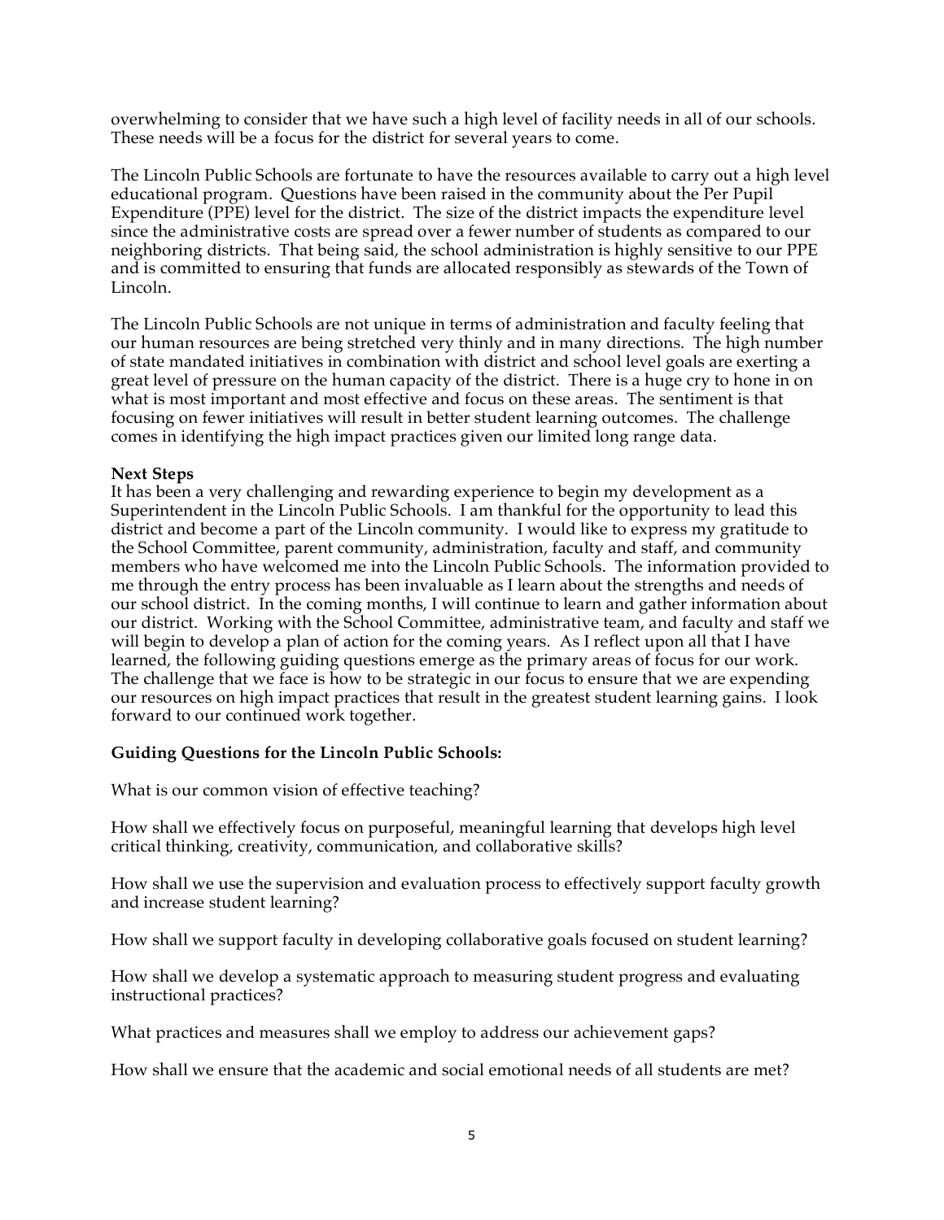overwhelming to consider that we have such a high level of facility needs in all of our schools. These needs will be a focus for the district for several years to come.

The Lincoln Public Schools are fortunate to have the resources available to carry out a high level educational program. Questions have been raised in the community about the Per Pupil Expenditure (PPE) level for the district. The size of the district impacts the expenditure level since the administrative costs are spread over a fewer number of students as compared to our neighboring districts. That being said, the school administration is highly sensitive to our PPE and is committed to ensuring that funds are allocated responsibly as stewards of the Town of Lincoln.

The Lincoln Public Schools are not unique in terms of administration and faculty feeling that our human resources are being stretched very thinly and in many directions. The high number of state mandated initiatives in combination with district and school level goals are exerting a great level of pressure on the human capacity of the district. There is a huge cry to hone in on what is most important and most effective and focus on these areas. The sentiment is that focusing on fewer initiatives will result in better student learning outcomes. The challenge comes in identifying the high impact practices given our limited long range data.

**Next Steps**

It has been a very challenging and rewarding experience to begin my development as a Superintendent in the Lincoln Public Schools. I am thankful for the opportunity to lead this district and become a part of the Lincoln community. I would like to express my gratitude to the School Committee, parent community, administration, faculty and staff, and community members who have welcomed me into the Lincoln Public Schools. The information provided to me through the entry process has been invaluable as I learn about the strengths and needs of our school district. In the coming months, I will continue to learn and gather information about our district. Working with the School Committee, administrative team, and faculty and staff we will begin to develop a plan of action for the coming years. As I reflect upon all that I have learned, the following guiding questions emerge as the primary areas of focus for our work. The challenge that we face is how to be strategic in our focus to ensure that we are expending our resources on high impact practices that result in the greatest student learning gains. I look forward to our continued work together.

**Guiding Questions for the Lincoln Public Schools:**

What is our common vision of effective teaching?

How shall we effectively focus on purposeful, meaningful learning that develops high level critical thinking, creativity, communication, and collaborative skills?

How shall we use the supervision and evaluation process to effectively support faculty growth and increase student learning?

How shall we support faculty in developing collaborative goals focused on student learning?

How shall we develop a systematic approach to measuring student progress and evaluating instructional practices?

What practices and measures shall we employ to address our achievement gaps?

How shall we ensure that the academic and social emotional needs of all students are met?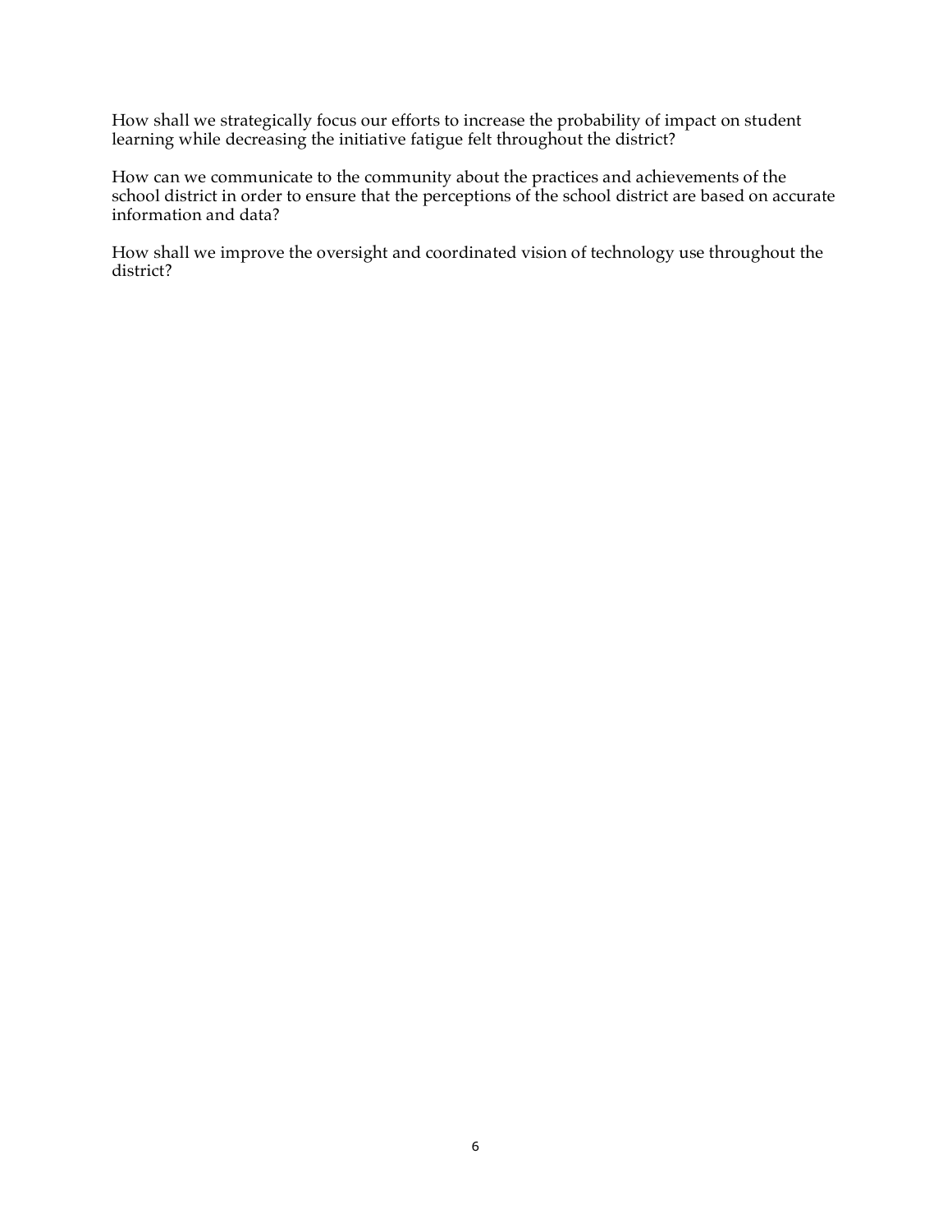How shall we strategically focus our efforts to increase the probability of impact on student learning while decreasing the initiative fatigue felt throughout the district?

How can we communicate to the community about the practices and achievements of the school district in order to ensure that the perceptions of the school district are based on accurate information and data?

How shall we improve the oversight and coordinated vision of technology use throughout the district?